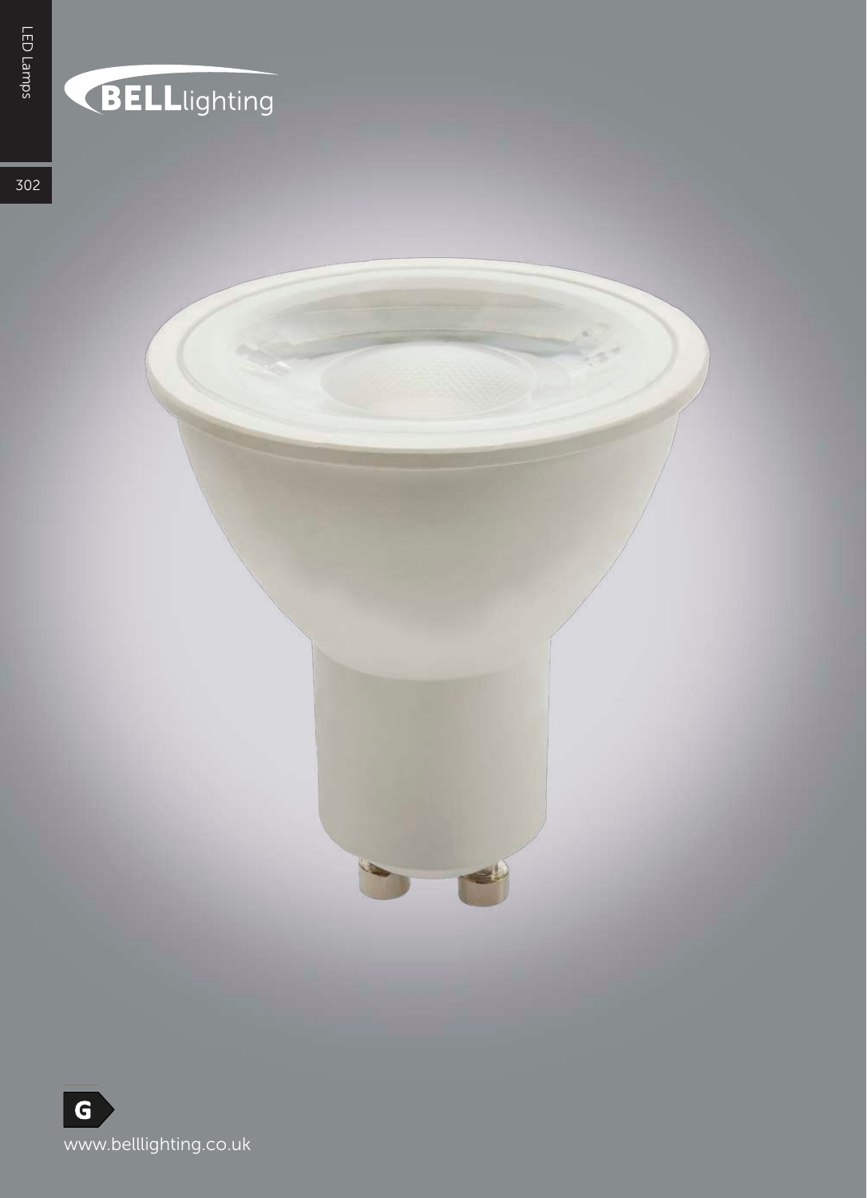BELLlighting

G

www.belllighting.co.uk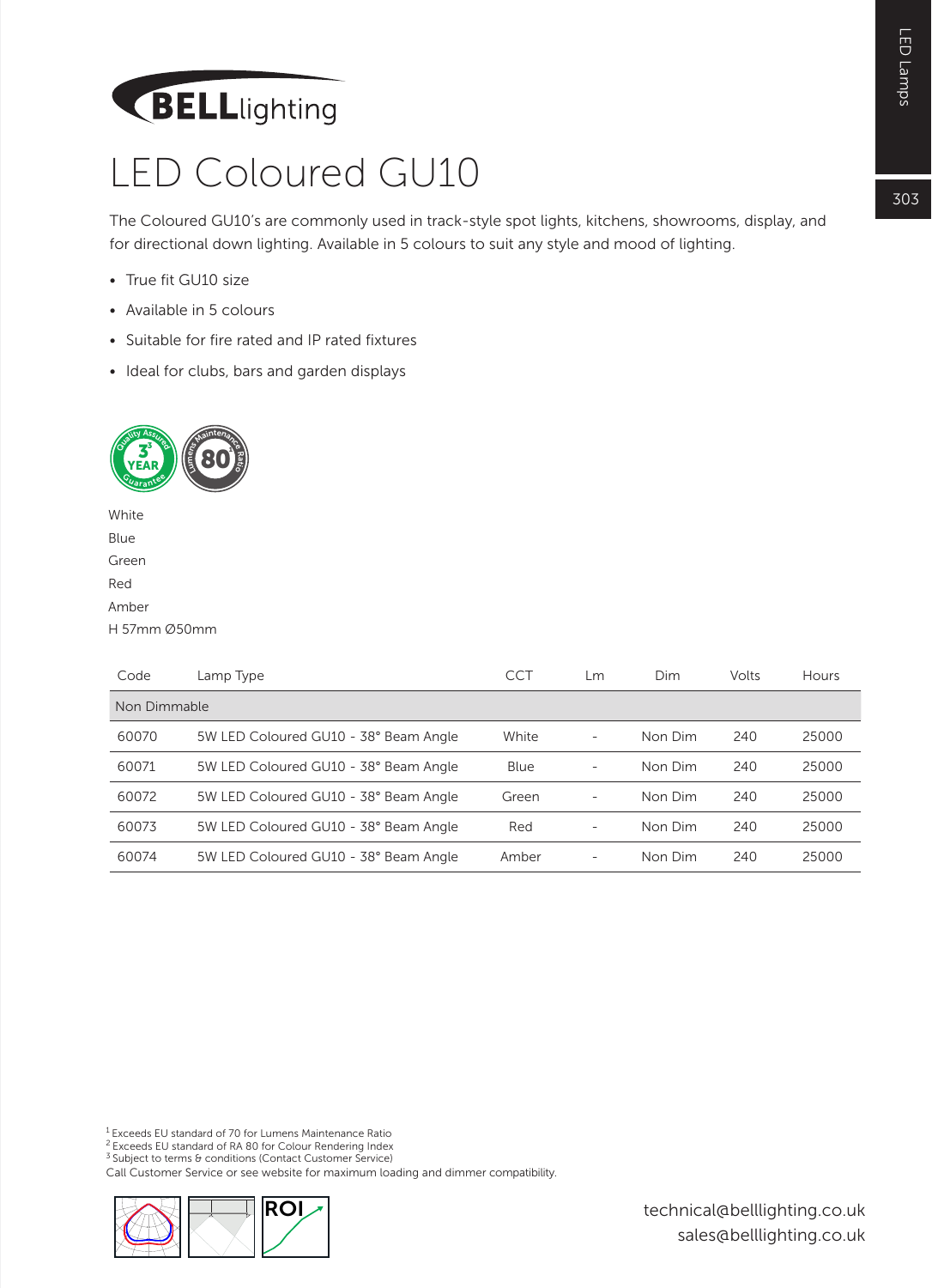# BELLlighting

# LED Coloured GU10

The Coloured GU10's are commonly used in track-style spot lights, kitchens, showrooms, display, and for directional down lighting. Available in 5 colours to suit any style and mood of lighting.

- True fit GU10 size
- Available in 5 colours
- Suitable for fire rated and IP rated fixtures
- Ideal for clubs, bars and garden displays

Quality Assured 3[3] YEAR Guarantee

Lumens Maintenance Ratio 80

White
Blue
Green
Red
Amber
H 57mm Ø50mm

| Code | Lamp Type | CCT | Lm | Dim | Volts | Hours |
|---|---|---|---|---|---|---|
| Non Dimmable | | | | | | |
| 60070 | 5W LED Coloured GU10 - 38° Beam Angle | White | - | Non Dim | 240 | 25000 |
| 60071 | 5W LED Coloured GU10 - 38° Beam Angle | Blue | - | Non Dim | 240 | 25000 |
| 60072 | 5W LED Coloured GU10 - 38° Beam Angle | Green | - | Non Dim | 240 | 25000 |
| 60073 | 5W LED Coloured GU10 - 38° Beam Angle | Red | - | Non Dim | 240 | 25000 |
| 60074 | 5W LED Coloured GU10 - 38° Beam Angle | Amber | - | Non Dim | 240 | 25000 |

[1] Exceeds EU standard of 70 for Lumens Maintenance Ratio
[2] Exceeds EU standard of RA 80 for Colour Rendering Index
[3] Subject to terms & conditions (Contact Customer Service)
Call Customer Service or see website for maximum loading and dimmer compatibility.

ROI

technical@belllighting.co.uk
sales@belllighting.co.uk